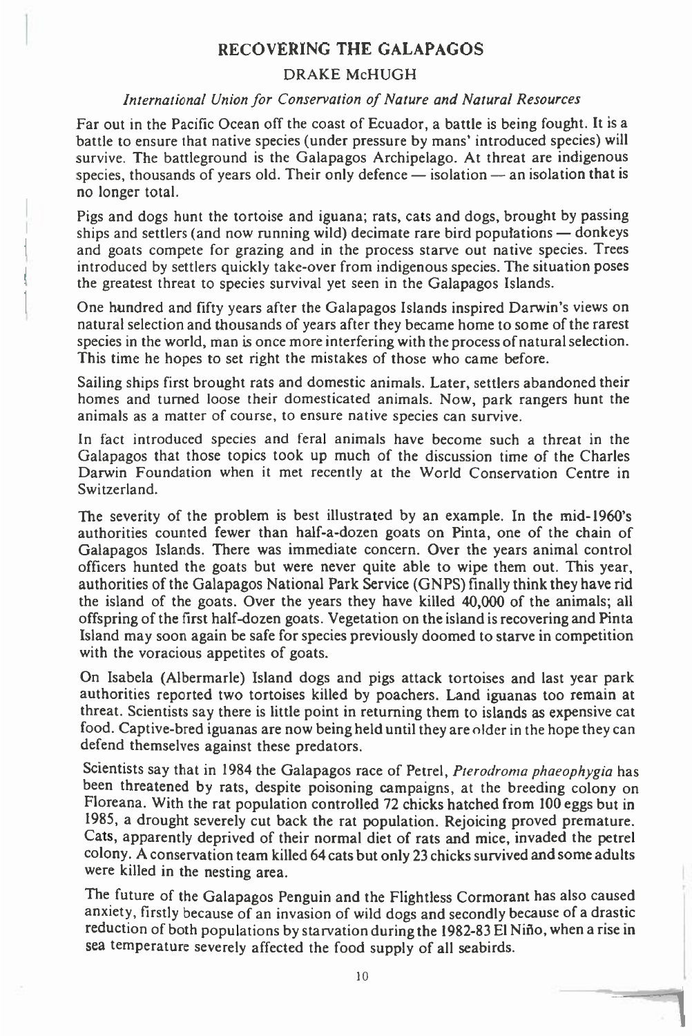# RECOVERING THE GALAPAGOS

DRAKE McHUGH

*International Union for Conservation of Nature and Natural Resources*

Far out in the Pacific Ocean off the coast of Ecuador, a battle is being fought. It is a battle to ensure that native species (under pressure by mans' introduced species) will survive. The battleground is the Galapagos Archipelago. At threat are indigenous species, thousands of years old. Their only defence — isolation — an isolation that is no longer total.

Pigs and dogs hunt the tortoise and iguana; rats, cats and dogs, brought by passing ships and settlers (and now running wild) decimate rare bird populations — donkeys and goats compete for grazing and in the process starve out native species. Trees introduced by settlers quickly take-over from indigenous species. The situation poses the greatest threat to species survival yet seen in the Galapagos Islands.

One hundred and fifty years after the Galapagos Islands inspired Darwin's views on natural selection and thousands of years after they became home to some of the rarest species in the world, man is once more interfering with the process of natural selection. This time he hopes to set right the mistakes of those who came before.

Sailing ships first brought rats and domestic animals. Later, settlers abandoned their homes and turned loose their domesticated animals. Now, park rangers hunt the animals as a matter of course, to ensure native species can survive.

In fact introduced species and feral animals have become such a threat in the Galapagos that those topics took up much of the discussion time of the Charles Darwin Foundation when it met recently at the World Conservation Centre in Switzerland.

The severity of the problem is best illustrated by an example. In the mid-1960's authorities counted fewer than half-a-dozen goats on Pinta, one of the chain of Galapagos Islands. There was immediate concern. Over the years animal control officers hunted the goats but were never quite able to wipe them out. This year, authorities of the Galapagos National Park Service (GNPS) finally think they have rid the island of the goats. Over the years they have killed 40,000 of the animals; all offspring of the first half-dozen goats. Vegetation on the island is recovering and Pinta Island may soon again be safe for species previously doomed to starve in competition with the voracious appetites of goats.

On Isabela (Albermarle) Island dogs and pigs attack tortoises and last year park authorities reported two tortoises killed by poachers. Land iguanas too remain at threat. Scientists say there is little point in returning them to islands as expensive cat food. Captive-bred iguanas are now being held until they are older in the hope they can defend themselves against these predators.

Scientists say that in 1984 the Galapagos race of Petrel, *Pterodroma phaeophygia* has been threatened by rats, despite poisoning campaigns, at the breeding colony on Floreana. With the rat population controlled 72 chicks hatched from 100 eggs but in 1985, a drought severely cut back the rat population. Rejoicing proved premature. Cats, apparently deprived of their normal diet of rats and mice, invaded the petrel colony. A conservation team killed 64 cats but only 23 chicks survived and some adults were killed in the nesting area.

The future of the Galapagos Penguin and the Flightless Cormorant has also caused anxiety, firstly because of an invasion of wild dogs and secondly because of a drastic reduction of both populations by starvation during the 1982-83 El Niño, when a rise in sea temperature severely affected the food supply of all seabirds.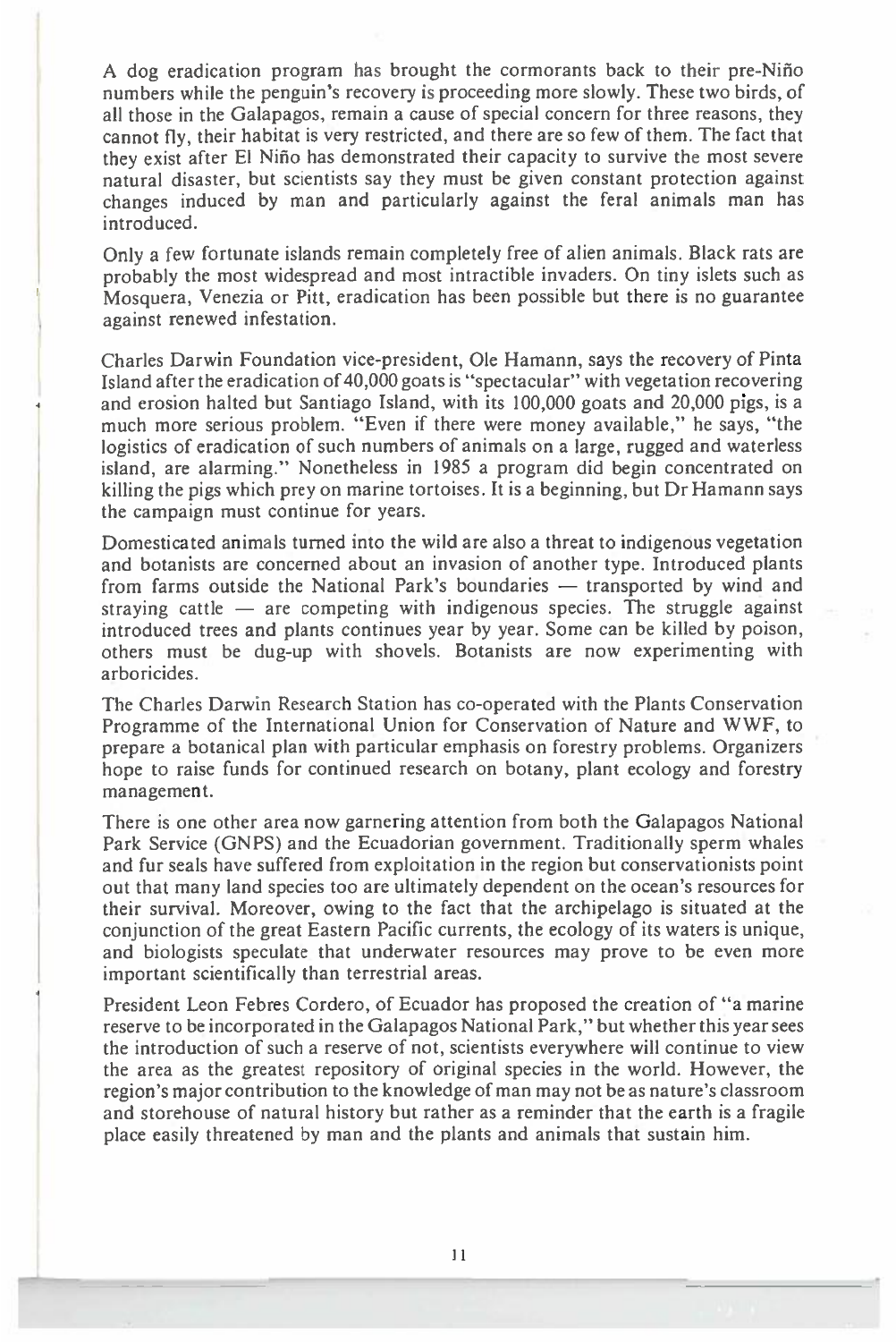A dog eradication program has brought the cormorants back to their pre-Niño numbers while the penguin's recovery is proceeding more slowly. These two birds, of all those in the Galapagos, remain a cause of special concern for three reasons, they cannot fly, their habitat is very restricted, and there are so few of them. The fact that they exist after El Niño has demonstrated their capacity to survive the most severe natural disaster, but scientists say they must be given constant protection against changes induced by man and particularly against the feral animals man has introduced.

Only a few fortunate islands remain completely free of alien animals. Black rats are probably the most widespread and most intractible invaders. On tiny islets such as Mosquera, Venezia or Pitt, eradication has been possible but there is no guarantee against renewed infestation.

Charles Darwin Foundation vice-president, Ole Hamann, says the recovery of Pinta Island after the eradication of 40,000 goats is "spectacular" with vegetation recovering and erosion halted but Santiago Island, with its 100,000 goats and 20,000 pigs, is a much more serious problem. "Even if there were money available," he says, "the logistics of eradication of such numbers of animals on a large, rugged and waterless island, are alarming." Nonetheless in 1985 a program did begin concentrated on killing the pigs which prey on marine tortoises. It is a beginning, but Dr Hamann says the campaign must continue for years.

Domesticated animals turned into the wild are also a threat to indigenous vegetation and botanists are concerned about an invasion of another type. Introduced plants from farms outside the National Park's boundaries — transported by wind and straying cattle — are competing with indigenous species. The struggle against introduced trees and plants continues year by year. Some can be killed by poison, others must be dug-up with shovels. Botanists are now experimenting with arboricides.

The Charles Darwin Research Station has co-operated with the Plants Conservation Programme of the International Union for Conservation of Nature and WWF, to prepare a botanical plan with particular emphasis on forestry problems. Organizers hope to raise funds for continued research on botany, plant ecology and forestry management.

There is one other area now garnering attention from both the Galapagos National Park Service (GNPS) and the Ecuadorian government. Traditionally sperm whales and fur seals have suffered from exploitation in the region but conservationists point out that many land species too are ultimately dependent on the ocean's resources for their survival. Moreover, owing to the fact that the archipelago is situated at the conjunction of the great Eastern Pacific currents, the ecology of its waters is unique, and biologists speculate that underwater resources may prove to be even more important scientifically than terrestrial areas.

President Leon Febres Cordero, of Ecuador has proposed the creation of "a marine reserve to be incorporated in the Galapagos National Park," but whether this year sees the introduction of such a reserve of not, scientists everywhere will continue to view the area as the greatest repository of original species in the world. However, the region's major contribution to the knowledge of man may not be as nature's classroom and storehouse of natural history but rather as a reminder that the earth is a fragile place easily threatened by man and the plants and animals that sustain him.